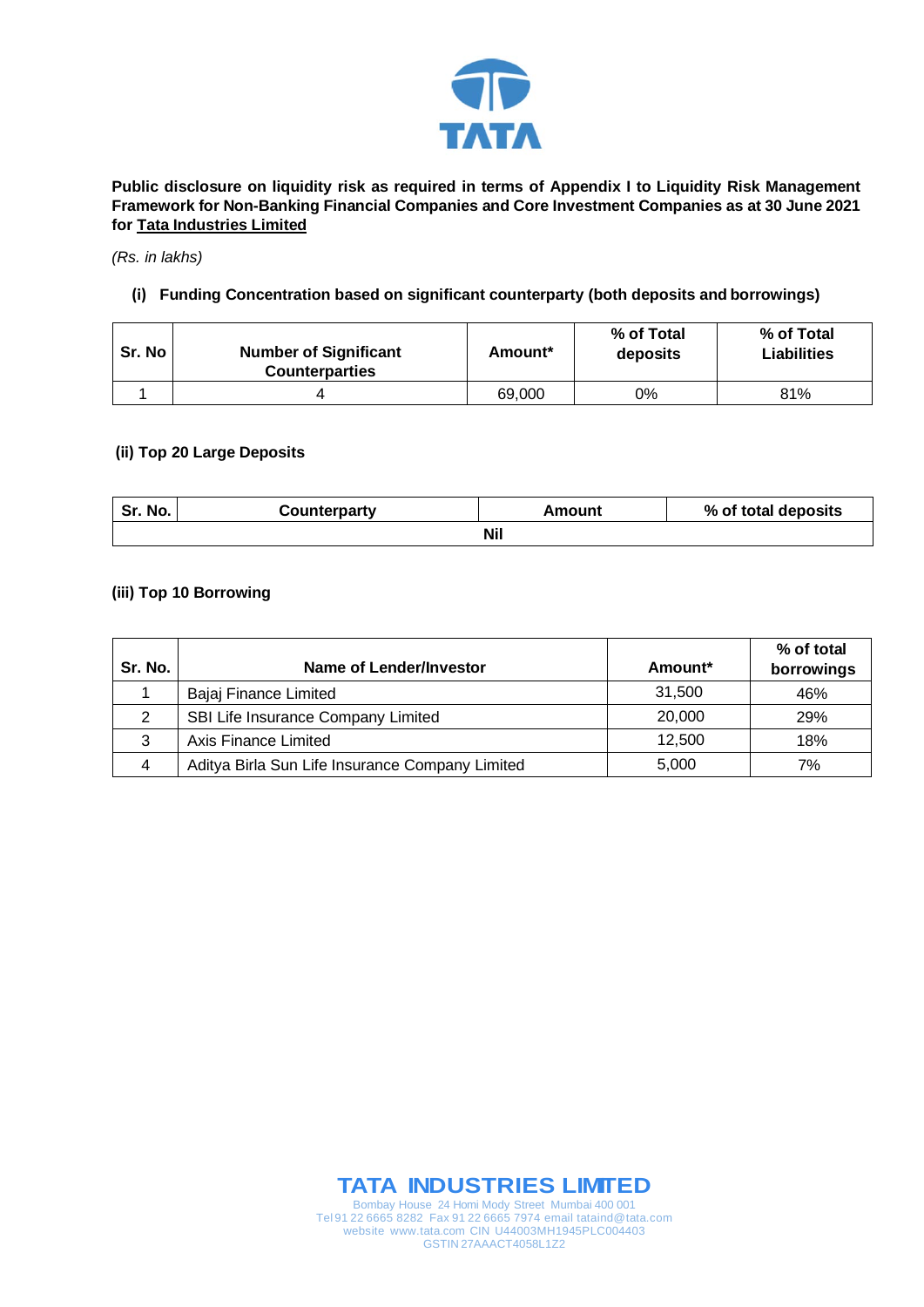**Public disclosure on liquidity risk as required in terms of Appendix I to Liquidity Risk Management Framework for Non-Banking Financial Companies and Core Investment Companies as at 30 June 2021 for Tata Industries Limited**

*(Rs. in lakhs)*

**(i) Funding Concentration based on significant counterparty (both deposits and borrowings)**

| Sr. No | Number of Significant Counterparties | Amount* | % of Total deposits | % of Total Liabilities |
|---|---|---|---|---|
| 1 | 4 | 69,000 | 0% | 81% |

**(ii) Top 20 Large Deposits**

| Sr. No. | Counterparty | Amount | % of total deposits |
|---|---|---|---|
| Nil | | | |

**(iii) Top 10 Borrowing**

| Sr. No. | Name of Lender/Investor | Amount* | % of total borrowings |
|---|---|---|---|
| 1 | Bajaj Finance Limited | 31,500 | 46% |
| 2 | SBI Life Insurance Company Limited | 20,000 | 29% |
| 3 | Axis Finance Limited | 12,500 | 18% |
| 4 | Aditya Birla Sun Life Insurance Company Limited | 5,000 | 7% |

**TATA INDUSTRIES LIMITED**
Bombay House 24 Homi Mody Street Mumbai 400 001
Tel 91 22 6665 8282 Fax 91 22 6665 7974 email tataind@tata.com
website www.tata.com CIN U44003MH1945PLC004403
GSTIN 27AAACT4058L1Z2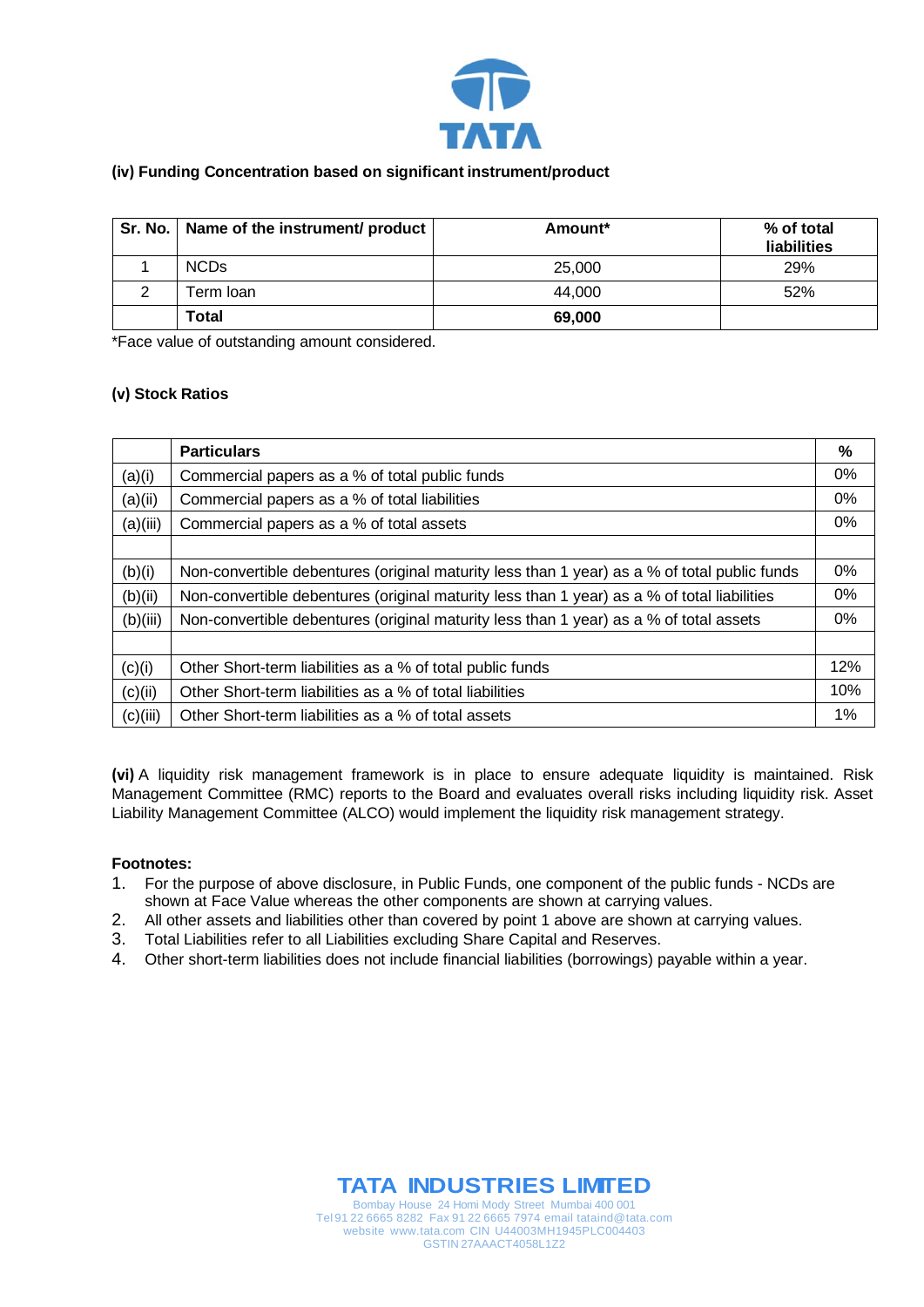**(iv) Funding Concentration based on significant instrument/product**

| Sr. No. | Name of the instrument/ product | Amount* | % of total liabilities |
|---|---|---|---|
| 1 | NCDs | 25,000 | 29% |
| 2 | Term loan | 44,000 | 52% |
| | **Total** | **69,000** | |

*Face value of outstanding amount considered.

**(v) Stock Ratios**

| | Particulars | % |
|---|---|---|
| (a)(i) | Commercial papers as a % of total public funds | 0% |
| (a)(ii) | Commercial papers as a % of total liabilities | 0% |
| (a)(iii) | Commercial papers as a % of total assets | 0% |
| | | |
| (b)(i) | Non-convertible debentures (original maturity less than 1 year) as a % of total public funds | 0% |
| (b)(ii) | Non-convertible debentures (original maturity less than 1 year) as a % of total liabilities | 0% |
| (b)(iii) | Non-convertible debentures (original maturity less than 1 year) as a % of total assets | 0% |
| | | |
| (c)(i) | Other Short-term liabilities as a % of total public funds | 12% |
| (c)(ii) | Other Short-term liabilities as a % of total liabilities | 10% |
| (c)(iii) | Other Short-term liabilities as a % of total assets | 1% |

**(vi)** A liquidity risk management framework is in place to ensure adequate liquidity is maintained. Risk Management Committee (RMC) reports to the Board and evaluates overall risks including liquidity risk. Asset Liability Management Committee (ALCO) would implement the liquidity risk management strategy.

**Footnotes:**

1. For the purpose of above disclosure, in Public Funds, one component of the public funds - NCDs are shown at Face Value whereas the other components are shown at carrying values.
2. All other assets and liabilities other than covered by point 1 above are shown at carrying values.
3. Total Liabilities refer to all Liabilities excluding Share Capital and Reserves.
4. Other short-term liabilities does not include financial liabilities (borrowings) payable within a year.